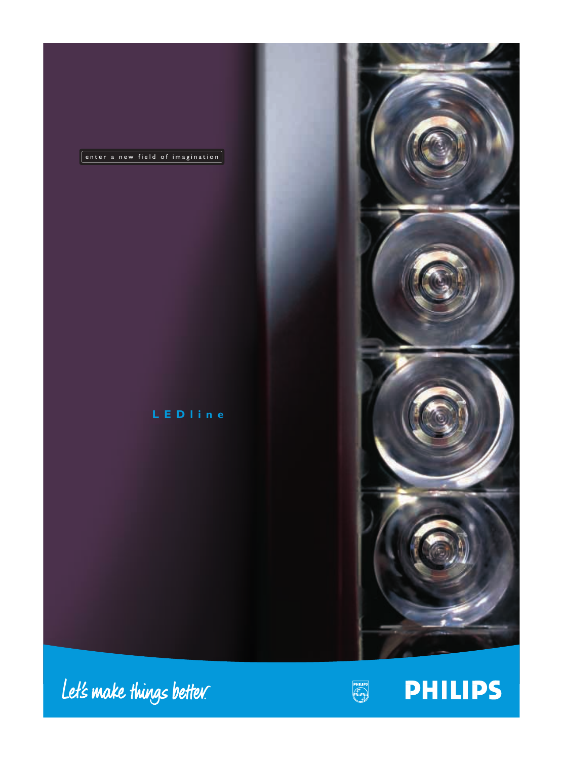enter a new field of imagination

# LEDline

Let's make things better.

PHILIPS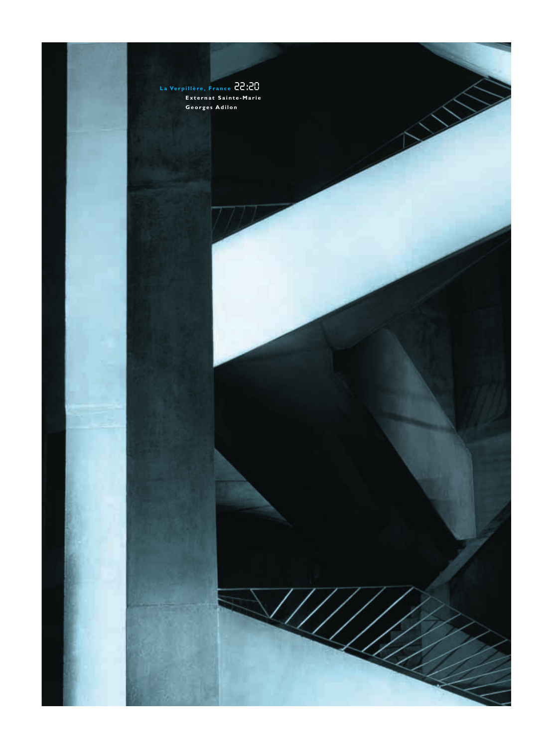La Verpillère, France 22:20

Externat Sainte-Marie

Georges Adilon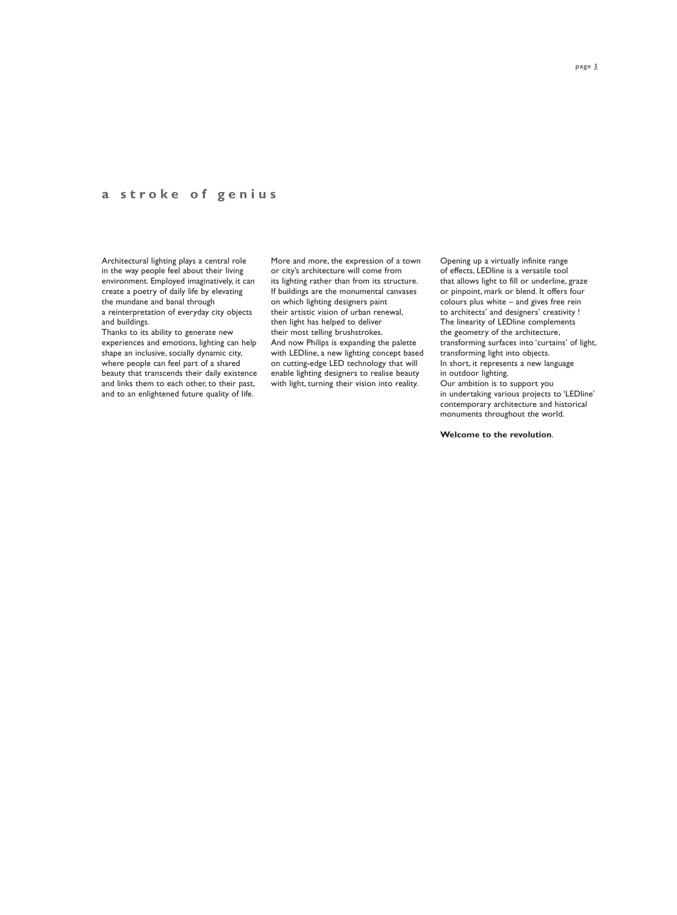# a stroke of genius

Architectural lighting plays a central role in the way people feel about their living environment. Employed imaginatively, it can create a poetry of daily life by elevating the mundane and banal through a reinterpretation of everyday city objects and buildings.

Thanks to its ability to generate new experiences and emotions, lighting can help shape an inclusive, socially dynamic city, where people can feel part of a shared beauty that transcends their daily existence and links them to each other, to their past, and to an enlightened future quality of life.

More and more, the expression of a town or city's architecture will come from its lighting rather than from its structure. If buildings are the monumental canvases on which lighting designers paint their artistic vision of urban renewal, then light has helped to deliver their most telling brushstrokes.

And now Philips is expanding the palette with LEDline, a new lighting concept based on cutting-edge LED technology that will enable lighting designers to realise beauty with light, turning their vision into reality.

Opening up a virtually infinite range of effects, LEDline is a versatile tool that allows light to fill or underline, graze or pinpoint, mark or blend. It offers four colours plus white – and gives free rein to architects' and designers' creativity !

The linearity of LEDline complements the geometry of the architecture, transforming surfaces into 'curtains' of light, transforming light into objects.

In short, it represents a new language in outdoor lighting.

Our ambition is to support you in undertaking various projects to 'LEDline' contemporary architecture and historical monuments throughout the world.

**Welcome to the revolution**.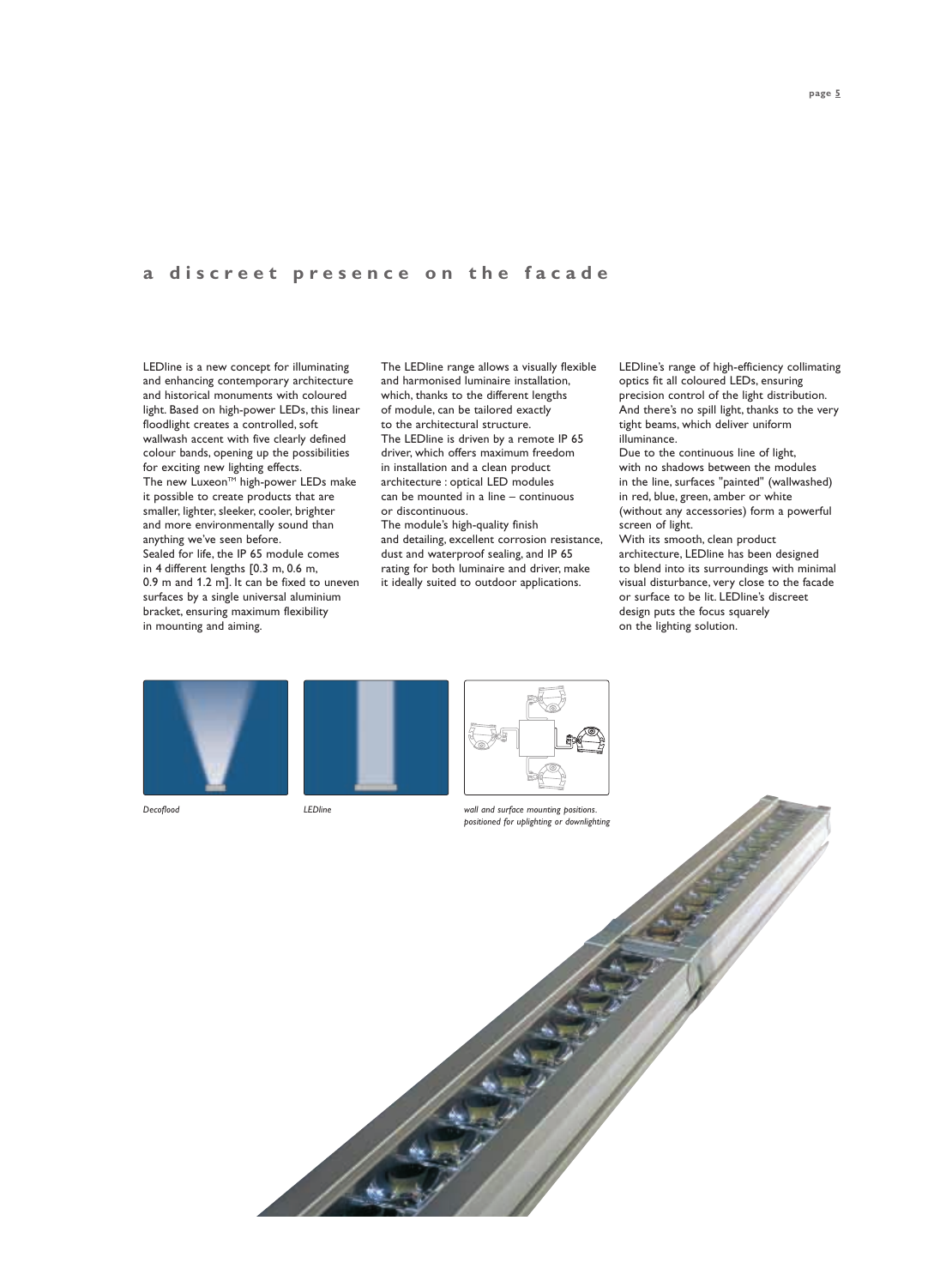# a discreet presence on the facade

LEDline is a new concept for illuminating and enhancing contemporary architecture and historical monuments with coloured light. Based on high-power LEDs, this linear floodlight creates a controlled, soft wallwash accent with five clearly defined colour bands, opening up the possibilities for exciting new lighting effects.
The new Luxeon™ high-power LEDs make it possible to create products that are smaller, lighter, sleeker, cooler, brighter and more environmentally sound than anything we've seen before.
Sealed for life, the IP 65 module comes in 4 different lengths [0.3 m, 0.6 m, 0.9 m and 1.2 m]. It can be fixed to uneven surfaces by a single universal aluminium bracket, ensuring maximum flexibility in mounting and aiming.

The LEDline range allows a visually flexible and harmonised luminaire installation, which, thanks to the different lengths of module, can be tailored exactly to the architectural structure.
The LEDline is driven by a remote IP 65 driver, which offers maximum freedom in installation and a clean product architecture : optical LED modules can be mounted in a line – continuous or discontinuous.
The module's high-quality finish and detailing, excellent corrosion resistance, dust and waterproof sealing, and IP 65 rating for both luminaire and driver, make it ideally suited to outdoor applications.

LEDline's range of high-efficiency collimating optics fit all coloured LEDs, ensuring precision control of the light distribution. And there's no spill light, thanks to the very tight beams, which deliver uniform illuminance.
Due to the continuous line of light, with no shadows between the modules in the line, surfaces "painted" (wallwashed) in red, blue, green, amber or white (without any accessories) form a powerful screen of light.
With its smooth, clean product architecture, LEDline has been designed to blend into its surroundings with minimal visual disturbance, very close to the facade or surface to be lit. LEDline's discreet design puts the focus squarely on the lighting solution.

*Decoflood*

*LEDline*

*wall and surface mounting positions. positioned for uplighting or downlighting*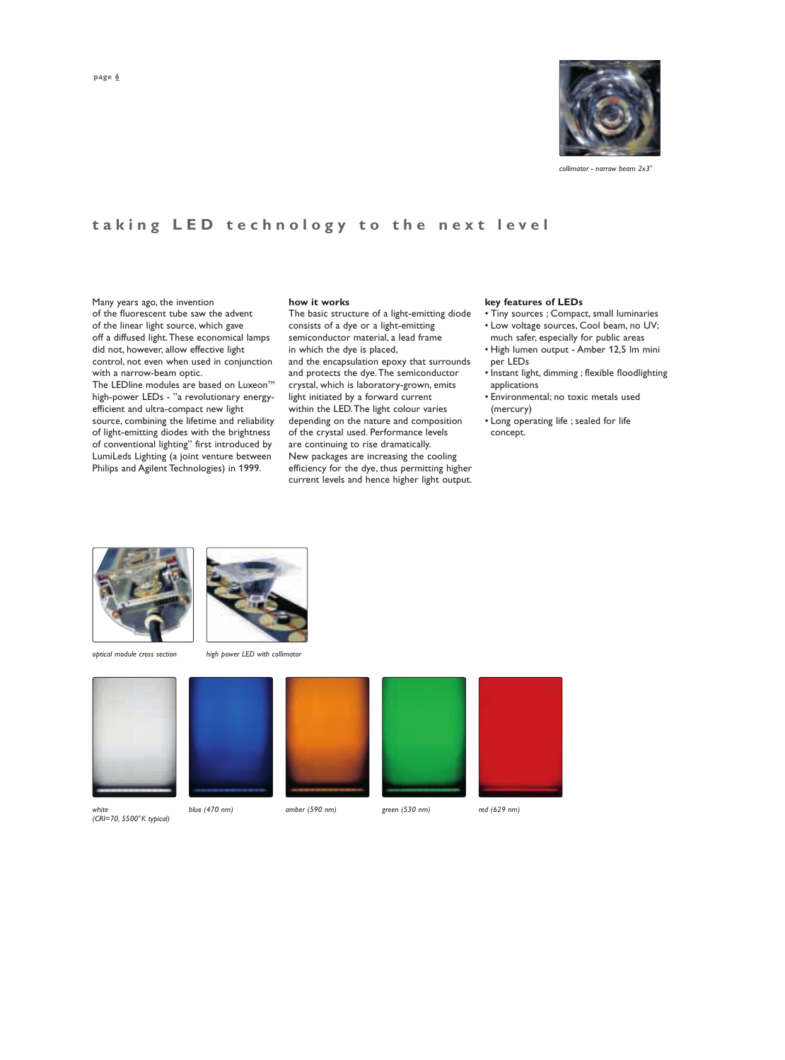*collimator - narrow beam 2x3°*

# taking LED technology to the next level

Many years ago, the invention of the fluorescent tube saw the advent of the linear light source, which gave off a diffused light. These economical lamps did not, however, allow effective light control, not even when used in conjunction with a narrow-beam optic.
The LEDline modules are based on Luxeon™ high-power LEDs - "a revolutionary energy-efficient and ultra-compact new light source, combining the lifetime and reliability of light-emitting diodes with the brightness of conventional lighting" first introduced by LumiLeds Lighting (a joint venture between Philips and Agilent Technologies) in 1999.

**how it works**
The basic structure of a light-emitting diode consists of a dye or a light-emitting semiconductor material, a lead frame in which the dye is placed, and the encapsulation epoxy that surrounds and protects the dye. The semiconductor crystal, which is laboratory-grown, emits light initiated by a forward current within the LED. The light colour varies depending on the nature and composition of the crystal used. Performance levels are continuing to rise dramatically.
New packages are increasing the cooling efficiency for the dye, thus permitting higher current levels and hence higher light output.

**key features of LEDs**
- Tiny sources ; Compact, small luminaries
- Low voltage sources, Cool beam, no UV; much safer, especially for public areas
- High lumen output - Amber 12,5 lm mini per LEDs
- Instant light, dimming ; flexible floodlighting applications
- Environmental; no toxic metals used (mercury)
- Long operating life ; sealed for life concept.

*optical module cross section*

*high power LED with collimator*

*white (CRI=70, 5500°K typical)*

*blue (470 nm)*

*amber (590 nm)*

*green (530 nm)*

*red (629 nm)*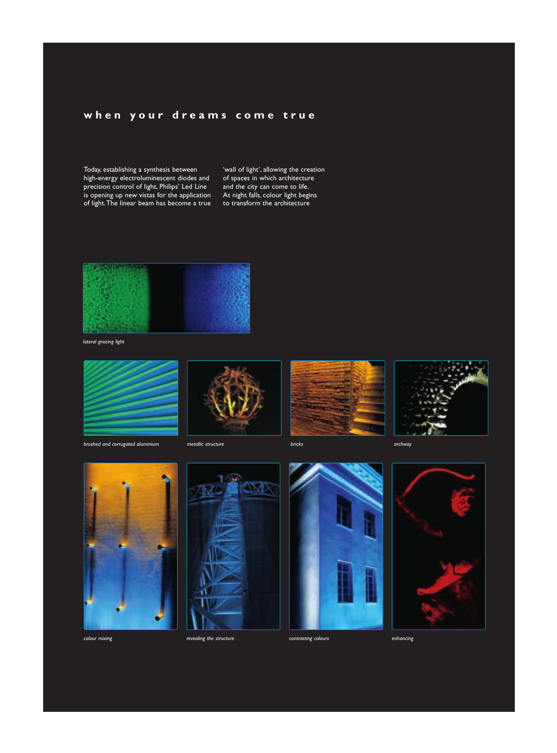## when your dreams come true

Today, establishing a synthesis between high-energy electroluminescent diodes and precision control of light, Philips' Led Line is opening up new vistas for the application of light. The linear beam has become a true 'wall of light', allowing the creation of spaces in which architecture and the city can come to life. At night falls, colour light begins to transform the architecture

*lateral grazing light*

*brushed and corrugated aluminium*

*metallic structure*

*bricks*

*archway*

*colour mixing*

*revealing the structure*

*contrasting colours*

*enhancing*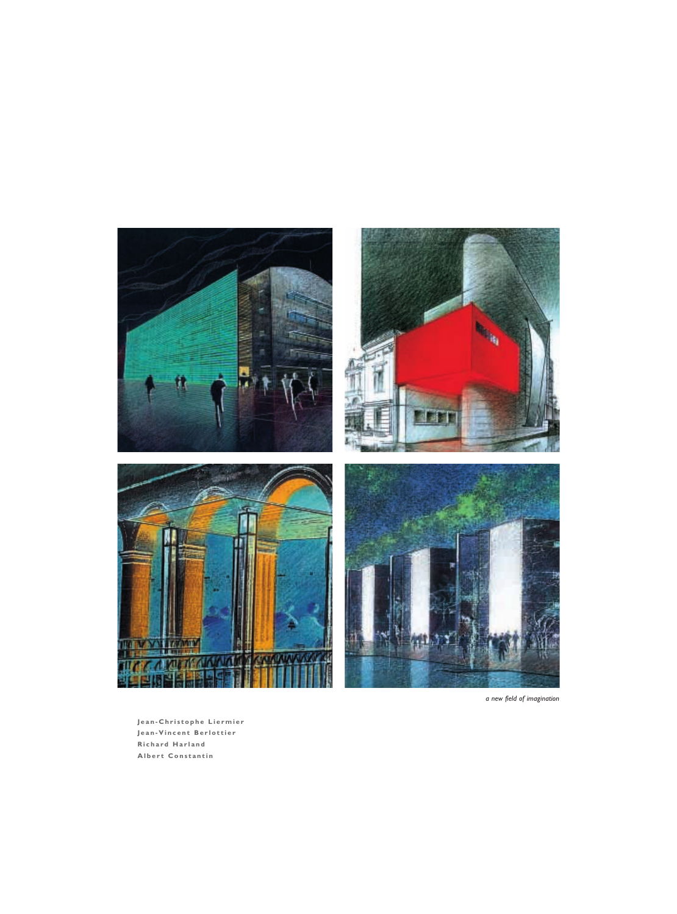*a new field of imagination*

**Jean-Christophe Liermier**
**Jean-Vincent Berlottier**
**Richard Harland**
**Albert Constantin**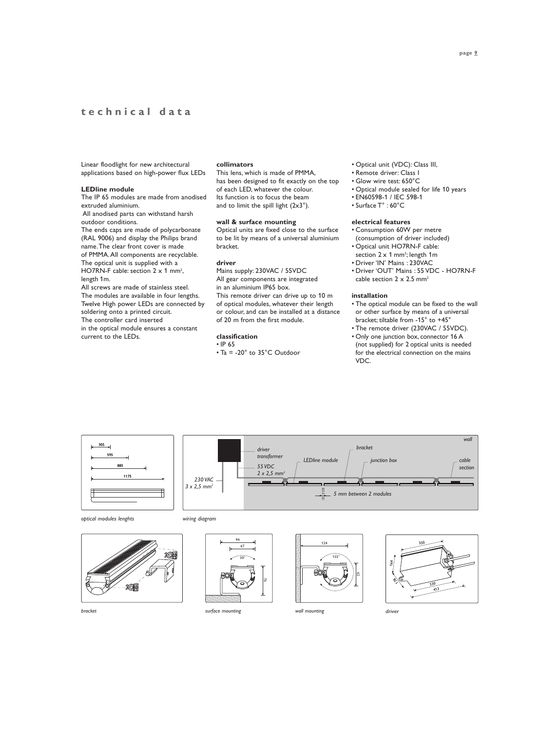# technical data

Linear floodlight for new architectural applications based on high-power flux LEDs

**LEDline module**
The IP 65 modules are made from anodised extruded aluminium.
All anodised parts can withstand harsh outdoor conditions.
The ends caps are made of polycarbonate (RAL 9006) and display the Philips brand name. The clear front cover is made of PMMA. All components are recyclable. The optical unit is supplied with a HO7RN-F cable: section 2 x 1 mm², length 1m.
All screws are made of stainless steel.
The modules are available in four lengths.
Twelve High power LEDs are connected by soldering onto a printed circuit.
The controller card inserted in the optical module ensures a constant current to the LEDs.

**collimators**
This lens, which is made of PMMA, has been designed to fit exactly on the top of each LED, whatever the colour.
Its function is to focus the beam and to limit the spill light (2x3°).

**wall & surface mounting**
Optical units are fixed close to the surface to be lit by means of a universal aluminium bracket.

**driver**
Mains supply: 230VAC / 55VDC
All gear components are integrated in an aluminium IP65 box.
This remote driver can drive up to 10 m of optical modules, whatever their length or colour, and can be installed at a distance of 20 m from the first module.

**classification**
- IP 65
- Ta = -20° to 35°C Outdoor
- Optical unit (VDC): Class III,
- Remote driver: Class I
- Glow wire test: 650°C
- Optical module sealed for life 10 years
- EN60598-1 / IEC 598-1
- Surface T° : 60°C

**electrical features**
- Consumption 60W per metre (consumption of driver included)
- Optical unit HO7RN-F cable: section 2 x 1 mm²; length 1m
- Driver 'IN' Mains : 230VAC
- Driver 'OUT' Mains : 55 VDC - HO7RN-F cable section 2 x 2.5 mm²

**installation**
- The optical module can be fixed to the wall or other surface by means of a universal bracket; tiltable from -15° to +45°
- The remote driver (230VAC / 55VDC).
- Only one junction box, connector 16 A (not supplied) for 2 optical units is needed for the electrical connection on the mains VDC.

*optical modules lenghts*

*wiring diagram*

*bracket*

*surface mounting*

*wall mounting*

*driver*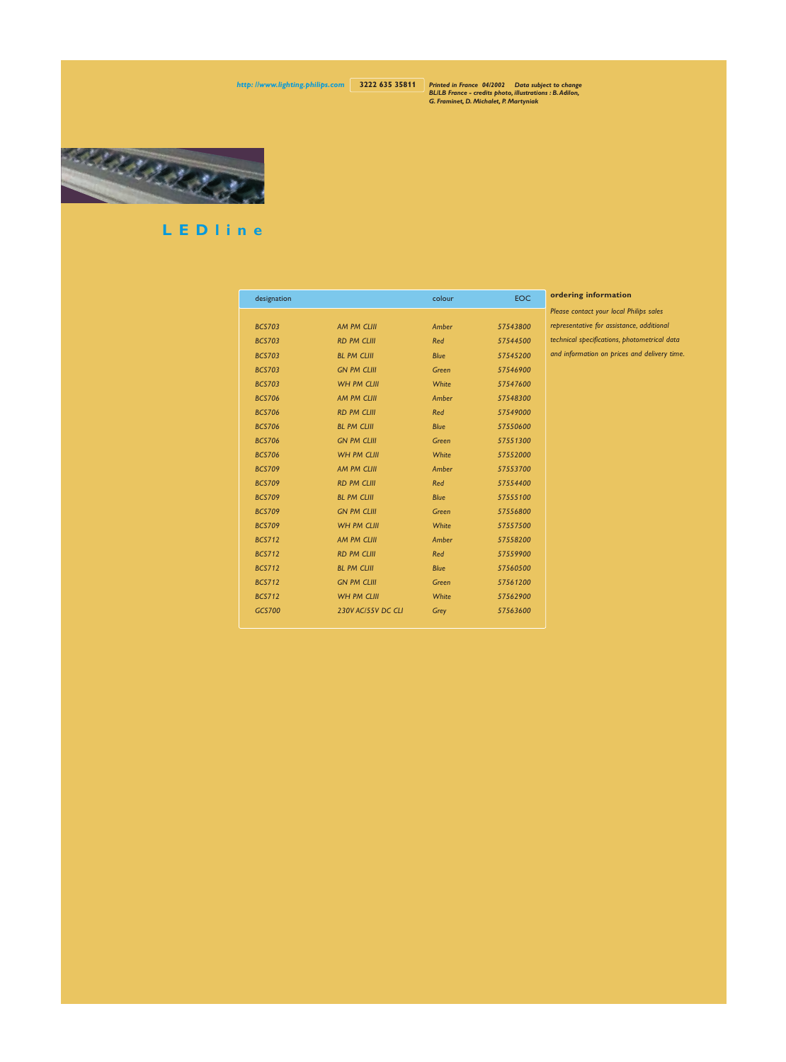http: //www.lighting.philips.com 3222 635 35811 *Printed in France 04/2002 Data subject to change BLILB France - credits photo, illustrations : B.Adilon, G. Framinet, D. Michalet, P. Martyniak*

# LEDline

| designation | | colour | EOC |
|---|---|---|---|
| *BCS703* | *AM PM CLIII* | *Amber* | *57543800* |
| *BCS703* | *RD PM CLIII* | *Red* | *57544500* |
| *BCS703* | *BL PM CLIII* | *Blue* | *57545200* |
| *BCS703* | *GN PM CLIII* | *Green* | *57546900* |
| *BCS703* | *WH PM CLIII* | *White* | *57547600* |
| *BCS706* | *AM PM CLIII* | *Amber* | *57548300* |
| *BCS706* | *RD PM CLIII* | *Red* | *57549000* |
| *BCS706* | *BL PM CLIII* | *Blue* | *57550600* |
| *BCS706* | *GN PM CLIII* | *Green* | *57551300* |
| *BCS706* | *WH PM CLIII* | *White* | *57552000* |
| *BCS709* | *AM PM CLIII* | *Amber* | *57553700* |
| *BCS709* | *RD PM CLIII* | *Red* | *57554400* |
| *BCS709* | *BL PM CLIII* | *Blue* | *57555100* |
| *BCS709* | *GN PM CLIII* | *Green* | *57556800* |
| *BCS709* | *WH PM CLIII* | *White* | *57557500* |
| *BCS712* | *AM PM CLIII* | *Amber* | *57558200* |
| *BCS712* | *RD PM CLIII* | *Red* | *57559900* |
| *BCS712* | *BL PM CLIII* | *Blue* | *57560500* |
| *BCS712* | *GN PM CLIII* | *Green* | *57561200* |
| *BCS712* | *WH PM CLIII* | *White* | *57562900* |
| *GCS700* | *230V AC/55V DC CLI* | *Grey* | *57563600* |

**ordering information**

*Please contact your local Philips sales representative for assistance, additional technical specifications, photometrical data and information on prices and delivery time.*